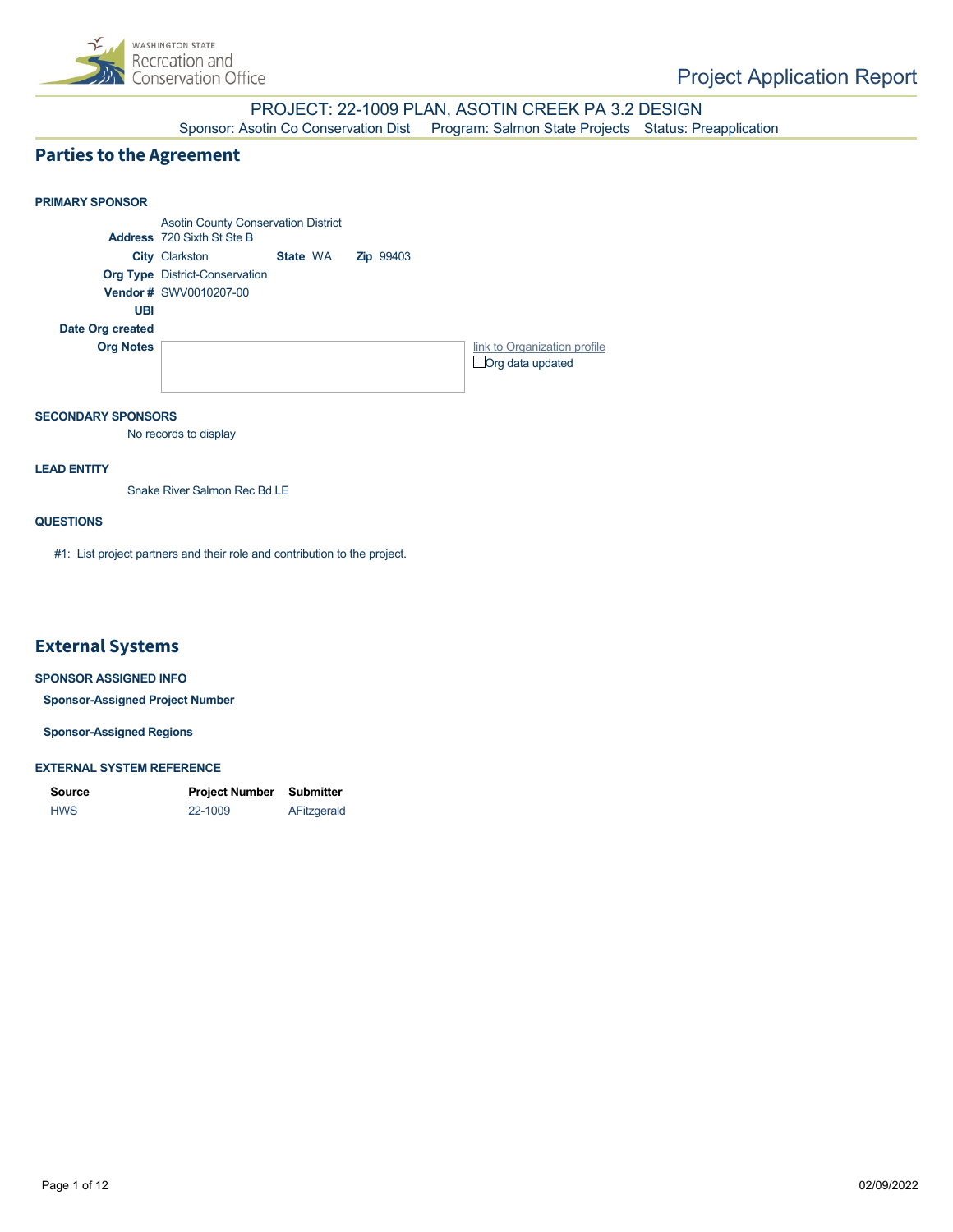# Project Application Report

PROJECT: 22-1009 PLAN, ASOTIN CREEK PA 3.2 DESIGN

Sponsor: Asotin Co Conservation Dist    Program: Salmon State Projects    Status: Preapplication

## Parties to the Agreement

**PRIMARY SPONSOR**

Asotin County Conservation District

**Address** 720 Sixth St Ste B

**City** Clarkston    **State** WA    **Zip** 99403

**Org Type** District-Conservation

**Vendor #** SWV0010207-00

**UBI**

**Date Org created**

**Org Notes**

link to Organization profile

☐ Org data updated

**SECONDARY SPONSORS**

No records to display

**LEAD ENTITY**

Snake River Salmon Rec Bd LE

**QUESTIONS**

#1: List project partners and their role and contribution to the project.

## External Systems

**SPONSOR ASSIGNED INFO**

**Sponsor-Assigned Project Number**

**Sponsor-Assigned Regions**

**EXTERNAL SYSTEM REFERENCE**

| Source | Project Number | Submitter |
|---|---|---|
| HWS | 22-1009 | AFitzgerald |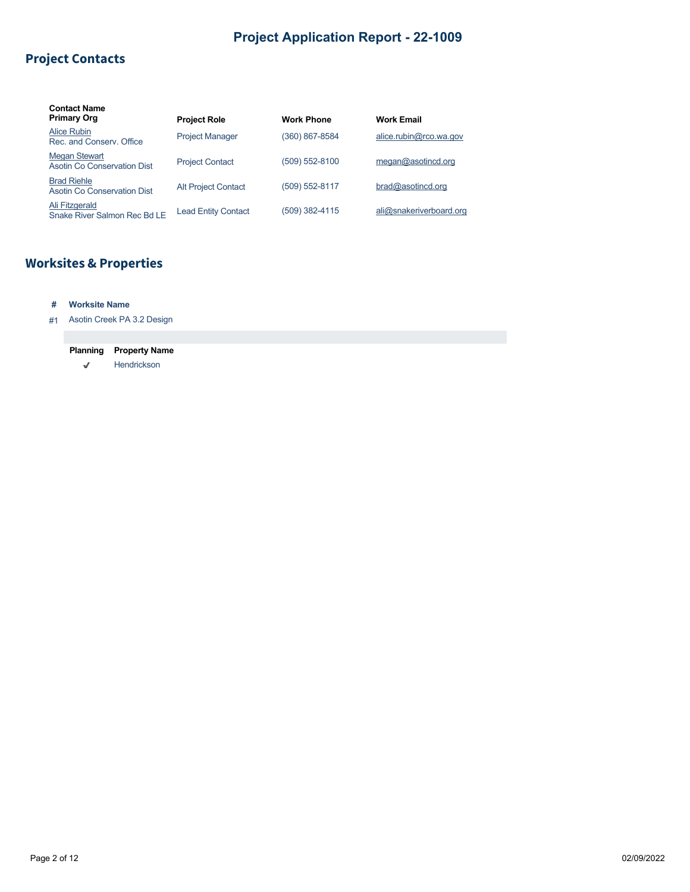# Project Application Report - 22-1009

## Project Contacts

| Contact Name<br>Primary Org | Project Role | Work Phone | Work Email |
|---|---|---|---|
| Alice Rubin<br>Rec. and Conserv. Office | Project Manager | (360) 867-8584 | alice.rubin@rco.wa.gov |
| Megan Stewart<br>Asotin Co Conservation Dist | Project Contact | (509) 552-8100 | megan@asotincd.org |
| Brad Riehle<br>Asotin Co Conservation Dist | Alt Project Contact | (509) 552-8117 | brad@asotincd.org |
| Ali Fitzgerald<br>Snake River Salmon Rec Bd LE | Lead Entity Contact | (509) 382-4115 | ali@snakeriverboard.org |

## Worksites & Properties

| # | Worksite Name |
|---|---|
| #1 | Asotin Creek PA 3.2 Design |

| Planning | Property Name |
|---|---|
| ✓ | Hendrickson |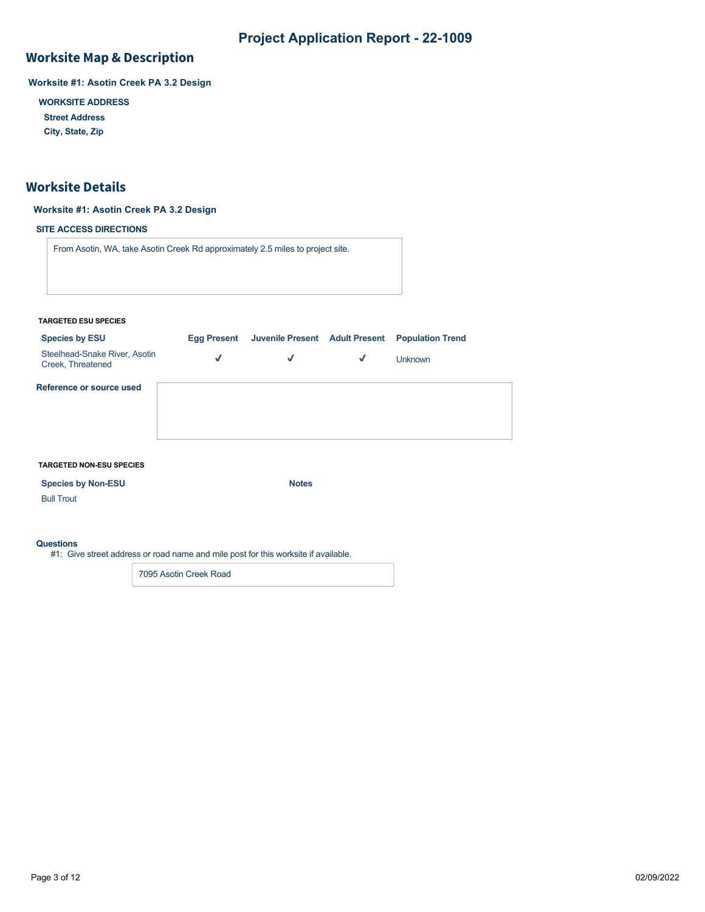# Project Application Report - 22-1009

## Worksite Map & Description

**Worksite #1: Asotin Creek PA 3.2 Design**

**WORKSITE ADDRESS**

**Street Address**

**City, State, Zip**

## Worksite Details

**Worksite #1: Asotin Creek PA 3.2 Design**

**SITE ACCESS DIRECTIONS**

From Asotin, WA, take Asotin Creek Rd approximately 2.5 miles to project site.

**TARGETED ESU SPECIES**

| Species by ESU | Egg Present | Juvenile Present | Adult Present | Population Trend |
|---|---|---|---|---|
| Steelhead-Snake River, Asotin Creek, Threatened | ✓ | ✓ | ✓ | Unknown |

**Reference or source used**

**TARGETED NON-ESU SPECIES**

| Species by Non-ESU | Notes |
|---|---|
| Bull Trout | |

**Questions**

#1: Give street address or road name and mile post for this worksite if available.

7095 Asotin Creek Road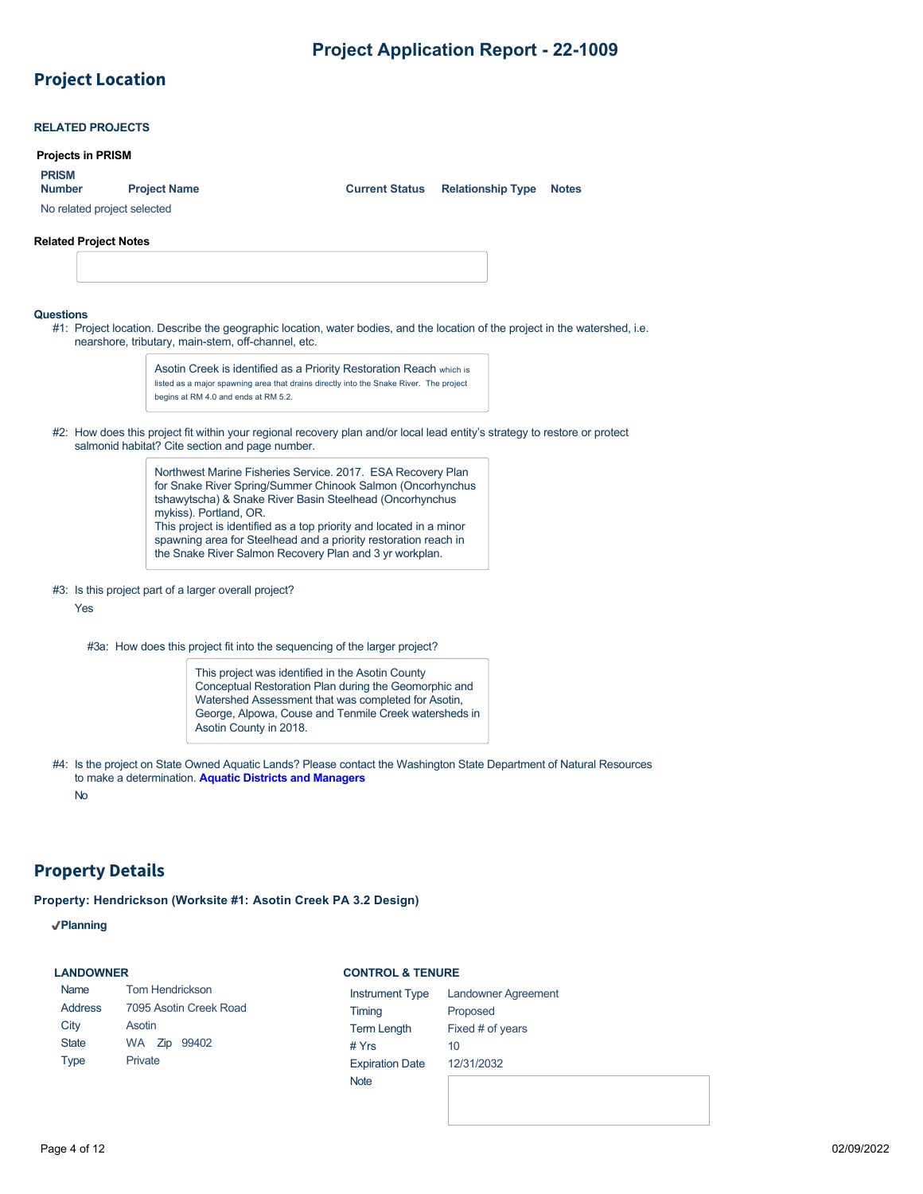## Project Location

### RELATED PROJECTS

**Projects in PRISM**

| PRISM Number | Project Name | Current Status | Relationship Type | Notes |
|---|---|---|---|---|
| No related project selected | | | | |

**Related Project Notes**

**Questions**

#1: Project location. Describe the geographic location, water bodies, and the location of the project in the watershed, i.e. nearshore, tributary, main-stem, off-channel, etc.

> Asotin Creek is identified as a Priority Restoration Reach which is listed as a major spawning area that drains directly into the Snake River. The project begins at RM 4.0 and ends at RM 5.2.

#2: How does this project fit within your regional recovery plan and/or local lead entity's strategy to restore or protect salmonid habitat? Cite section and page number.

> Northwest Marine Fisheries Service. 2017. ESA Recovery Plan for Snake River Spring/Summer Chinook Salmon (Oncorhynchus tshawytscha) & Snake River Basin Steelhead (Oncorhynchus mykiss). Portland, OR.
> This project is identified as a top priority and located in a minor spawning area for Steelhead and a priority restoration reach in the Snake River Salmon Recovery Plan and 3 yr workplan.

#3: Is this project part of a larger overall project?

Yes

#3a: How does this project fit into the sequencing of the larger project?

> This project was identified in the Asotin County Conceptual Restoration Plan during the Geomorphic and Watershed Assessment that was completed for Asotin, George, Alpowa, Couse and Tenmile Creek watersheds in Asotin County in 2018.

#4: Is the project on State Owned Aquatic Lands? Please contact the Washington State Department of Natural Resources to make a determination. **Aquatic Districts and Managers**

No

## Property Details

**Property: Hendrickson (Worksite #1: Asotin Creek PA 3.2 Design)**

✔**Planning**

**LANDOWNER**

| | |
|---|---|
| Name | Tom Hendrickson |
| Address | 7095 Asotin Creek Road |
| City | Asotin |
| State | WA Zip 99402 |
| Type | Private |

**CONTROL & TENURE**

| | |
|---|---|
| Instrument Type | Landowner Agreement |
| Timing | Proposed |
| Term Length | Fixed # of years |
| # Yrs | 10 |
| Expiration Date | 12/31/2032 |
| Note | |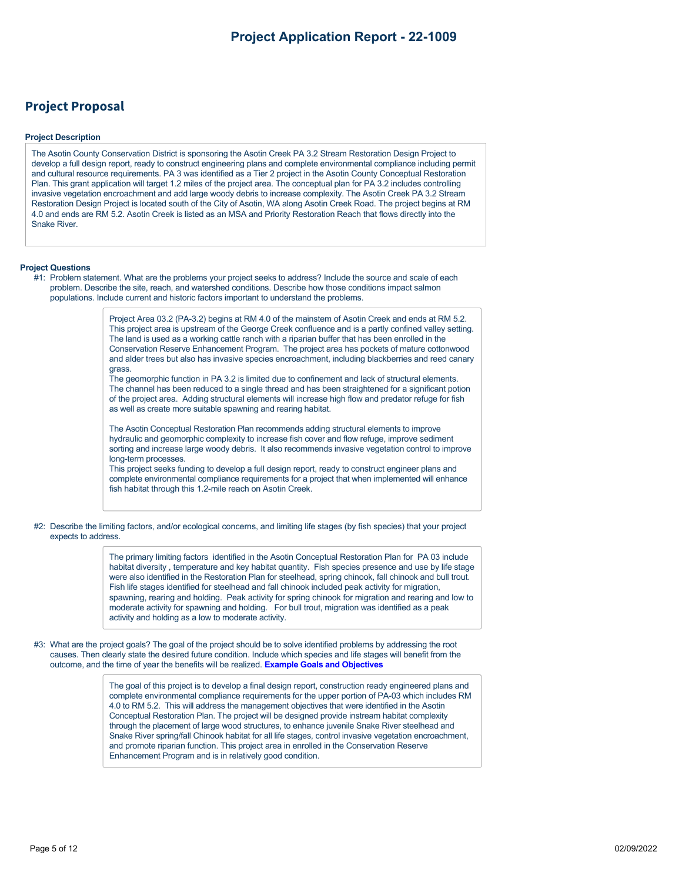## Project Proposal

**Project Description**

The Asotin County Conservation District is sponsoring the Asotin Creek PA 3.2 Stream Restoration Design Project to develop a full design report, ready to construct engineering plans and complete environmental compliance including permit and cultural resource requirements. PA 3 was identified as a Tier 2 project in the Asotin County Conceptual Restoration Plan. This grant application will target 1.2 miles of the project area. The conceptual plan for PA 3.2 includes controlling invasive vegetation encroachment and add large woody debris to increase complexity. The Asotin Creek PA 3.2 Stream Restoration Design Project is located south of the City of Asotin, WA along Asotin Creek Road. The project begins at RM 4.0 and ends are RM 5.2. Asotin Creek is listed as an MSA and Priority Restoration Reach that flows directly into the Snake River.

**Project Questions**

#1: Problem statement. What are the problems your project seeks to address? Include the source and scale of each problem. Describe the site, reach, and watershed conditions. Describe how those conditions impact salmon populations. Include current and historic factors important to understand the problems.

> Project Area 03.2 (PA-3.2) begins at RM 4.0 of the mainstem of Asotin Creek and ends at RM 5.2. This project area is upstream of the George Creek confluence and is a partly confined valley setting. The land is used as a working cattle ranch with a riparian buffer that has been enrolled in the Conservation Reserve Enhancement Program. The project area has pockets of mature cottonwood and alder trees but also has invasive species encroachment, including blackberries and reed canary grass.
>
> The geomorphic function in PA 3.2 is limited due to confinement and lack of structural elements. The channel has been reduced to a single thread and has been straightened for a significant potion of the project area. Adding structural elements will increase high flow and predator refuge for fish as well as create more suitable spawning and rearing habitat.
>
> The Asotin Conceptual Restoration Plan recommends adding structural elements to improve hydraulic and geomorphic complexity to increase fish cover and flow refuge, improve sediment sorting and increase large woody debris. It also recommends invasive vegetation control to improve long-term processes.
>
> This project seeks funding to develop a full design report, ready to construct engineer plans and complete environmental compliance requirements for a project that when implemented will enhance fish habitat through this 1.2-mile reach on Asotin Creek.

#2: Describe the limiting factors, and/or ecological concerns, and limiting life stages (by fish species) that your project expects to address.

> The primary limiting factors identified in the Asotin Conceptual Restoration Plan for PA 03 include habitat diversity , temperature and key habitat quantity. Fish species presence and use by life stage were also identified in the Restoration Plan for steelhead, spring chinook, fall chinook and bull trout. Fish life stages identified for steelhead and fall chinook included peak activity for migration, spawning, rearing and holding. Peak activity for spring chinook for migration and rearing and low to moderate activity for spawning and holding. For bull trout, migration was identified as a peak activity and holding as a low to moderate activity.

#3: What are the project goals? The goal of the project should be to solve identified problems by addressing the root causes. Then clearly state the desired future condition. Include which species and life stages will benefit from the outcome, and the time of year the benefits will be realized. Example Goals and Objectives

> The goal of this project is to develop a final design report, construction ready engineered plans and complete environmental compliance requirements for the upper portion of PA-03 which includes RM 4.0 to RM 5.2. This will address the management objectives that were identified in the Asotin Conceptual Restoration Plan. The project will be designed provide instream habitat complexity through the placement of large wood structures, to enhance juvenile Snake River steelhead and Snake River spring/fall Chinook habitat for all life stages, control invasive vegetation encroachment, and promote riparian function. This project area in enrolled in the Conservation Reserve Enhancement Program and is in relatively good condition.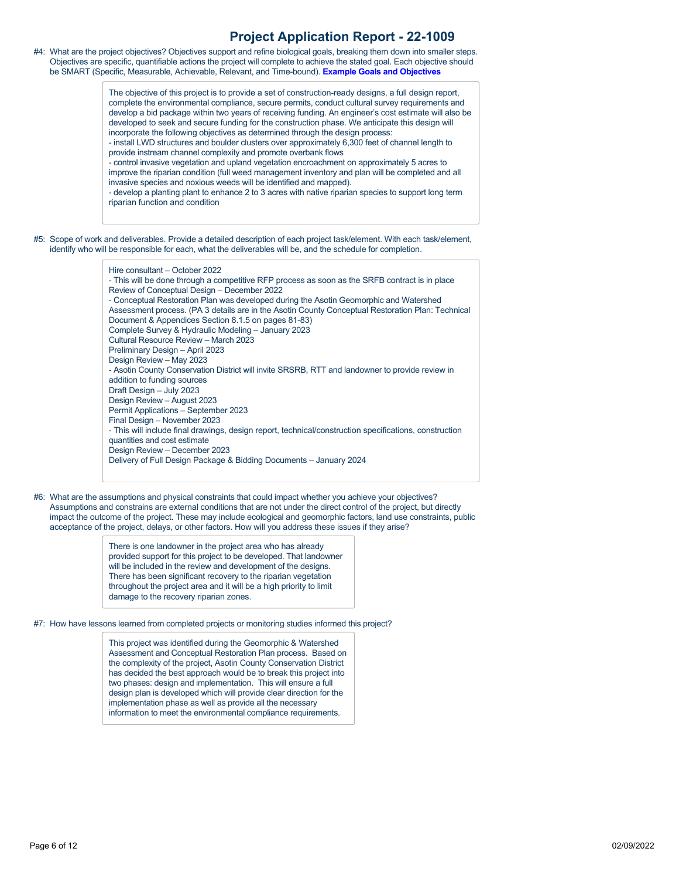#4: What are the project objectives? Objectives support and refine biological goals, breaking them down into smaller steps. Objectives are specific, quantifiable actions the project will complete to achieve the stated goal. Each objective should be SMART (Specific, Measurable, Achievable, Relevant, and Time-bound). **Example Goals and Objectives**

The objective of this project is to provide a set of construction-ready designs, a full design report, complete the environmental compliance, secure permits, conduct cultural survey requirements and develop a bid package within two years of receiving funding. An engineer's cost estimate will also be developed to seek and secure funding for the construction phase. We anticipate this design will incorporate the following objectives as determined through the design process:
- install LWD structures and boulder clusters over approximately 6,300 feet of channel length to provide instream channel complexity and promote overbank flows
- control invasive vegetation and upland vegetation encroachment on approximately 5 acres to improve the riparian condition (full weed management inventory and plan will be completed and all invasive species and noxious weeds will be identified and mapped).
- develop a planting plant to enhance 2 to 3 acres with native riparian species to support long term riparian function and condition

#5: Scope of work and deliverables. Provide a detailed description of each project task/element. With each task/element, identify who will be responsible for each, what the deliverables will be, and the schedule for completion.

Hire consultant – October 2022
- This will be done through a competitive RFP process as soon as the SRFB contract is in place

Review of Conceptual Design – December 2022
- Conceptual Restoration Plan was developed during the Asotin Geomorphic and Watershed Assessment process. (PA 3 details are in the Asotin County Conceptual Restoration Plan: Technical Document & Appendices Section 8.1.5 on pages 81-83)

Complete Survey & Hydraulic Modeling – January 2023
Cultural Resource Review – March 2023
Preliminary Design – April 2023
Design Review – May 2023
- Asotin County Conservation District will invite SRSRB, RTT and landowner to provide review in addition to funding sources

Draft Design – July 2023
Design Review – August 2023
Permit Applications – September 2023
Final Design – November 2023
- This will include final drawings, design report, technical/construction specifications, construction quantities and cost estimate

Design Review – December 2023
Delivery of Full Design Package & Bidding Documents – January 2024

#6: What are the assumptions and physical constraints that could impact whether you achieve your objectives? Assumptions and constrains are external conditions that are not under the direct control of the project, but directly impact the outcome of the project. These may include ecological and geomorphic factors, land use constraints, public acceptance of the project, delays, or other factors. How will you address these issues if they arise?

There is one landowner in the project area who has already provided support for this project to be developed. That landowner will be included in the review and development of the designs. There has been significant recovery to the riparian vegetation throughout the project area and it will be a high priority to limit damage to the recovery riparian zones.

#7: How have lessons learned from completed projects or monitoring studies informed this project?

This project was identified during the Geomorphic & Watershed Assessment and Conceptual Restoration Plan process. Based on the complexity of the project, Asotin County Conservation District has decided the best approach would be to break this project into two phases: design and implementation. This will ensure a full design plan is developed which will provide clear direction for the implementation phase as well as provide all the necessary information to meet the environmental compliance requirements.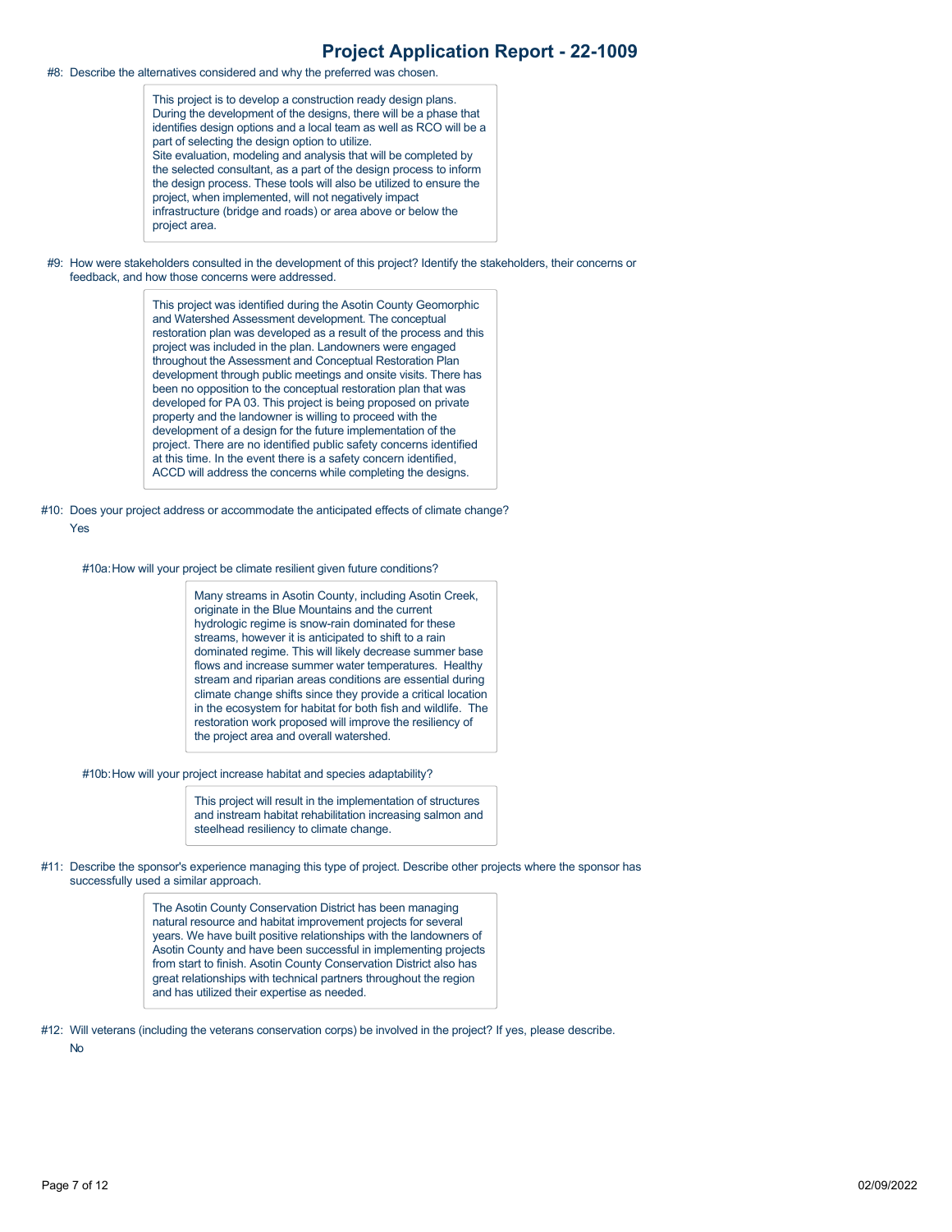#8: Describe the alternatives considered and why the preferred was chosen.

> This project is to develop a construction ready design plans. During the development of the designs, there will be a phase that identifies design options and a local team as well as RCO will be a part of selecting the design option to utilize.
> Site evaluation, modeling and analysis that will be completed by the selected consultant, as a part of the design process to inform the design process. These tools will also be utilized to ensure the project, when implemented, will not negatively impact infrastructure (bridge and roads) or area above or below the project area.

#9: How were stakeholders consulted in the development of this project? Identify the stakeholders, their concerns or feedback, and how those concerns were addressed.

> This project was identified during the Asotin County Geomorphic and Watershed Assessment development. The conceptual restoration plan was developed as a result of the process and this project was included in the plan. Landowners were engaged throughout the Assessment and Conceptual Restoration Plan development through public meetings and onsite visits. There has been no opposition to the conceptual restoration plan that was developed for PA 03. This project is being proposed on private property and the landowner is willing to proceed with the development of a design for the future implementation of the project. There are no identified public safety concerns identified at this time. In the event there is a safety concern identified, ACCD will address the concerns while completing the designs.

#10: Does your project address or accommodate the anticipated effects of climate change?

Yes

#10a: How will your project be climate resilient given future conditions?

> Many streams in Asotin County, including Asotin Creek, originate in the Blue Mountains and the current hydrologic regime is snow-rain dominated for these streams, however it is anticipated to shift to a rain dominated regime. This will likely decrease summer base flows and increase summer water temperatures. Healthy stream and riparian areas conditions are essential during climate change shifts since they provide a critical location in the ecosystem for habitat for both fish and wildlife. The restoration work proposed will improve the resiliency of the project area and overall watershed.

#10b: How will your project increase habitat and species adaptability?

> This project will result in the implementation of structures and instream habitat rehabilitation increasing salmon and steelhead resiliency to climate change.

#11: Describe the sponsor's experience managing this type of project. Describe other projects where the sponsor has successfully used a similar approach.

> The Asotin County Conservation District has been managing natural resource and habitat improvement projects for several years. We have built positive relationships with the landowners of Asotin County and have been successful in implementing projects from start to finish. Asotin County Conservation District also has great relationships with technical partners throughout the region and has utilized their expertise as needed.

#12: Will veterans (including the veterans conservation corps) be involved in the project? If yes, please describe.

No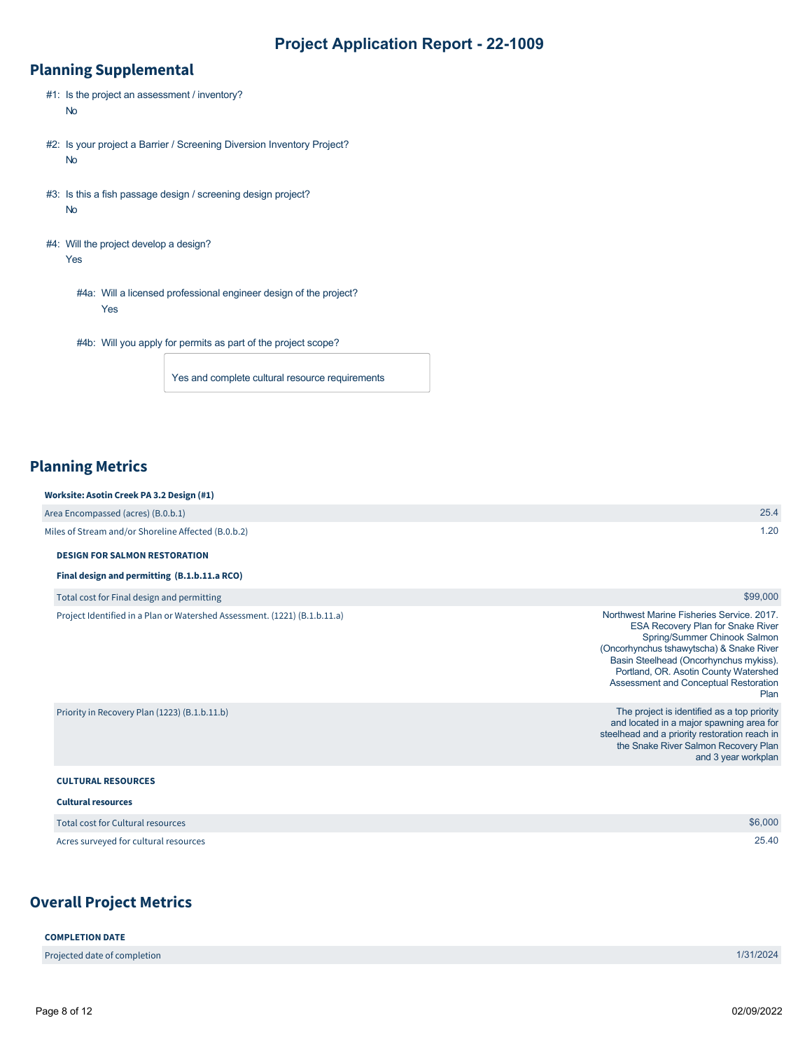# Project Application Report - 22-1009

## Planning Supplemental

#1: Is the project an assessment / inventory?
No

#2: Is your project a Barrier / Screening Diversion Inventory Project?
No

#3: Is this a fish passage design / screening design project?
No

#4: Will the project develop a design?
Yes

#4a: Will a licensed professional engineer design of the project?
Yes

#4b: Will you apply for permits as part of the project scope?

Yes and complete cultural resource requirements

## Planning Metrics

**Worksite: Asotin Creek PA 3.2 Design (#1)**

| | |
|---|---|
| Area Encompassed (acres) (B.0.b.1) | 25.4 |
| Miles of Stream and/or Shoreline Affected (B.0.b.2) | 1.20 |

**DESIGN FOR SALMON RESTORATION**

**Final design and permitting (B.1.b.11.a RCO)**

| | |
|---|---|
| Total cost for Final design and permitting | $99,000 |
| Project Identified in a Plan or Watershed Assessment. (1221) (B.1.b.11.a) | Northwest Marine Fisheries Service. 2017. ESA Recovery Plan for Snake River Spring/Summer Chinook Salmon (Oncorhynchus tshawytscha) & Snake River Basin Steelhead (Oncorhynchus mykiss). Portland, OR. Asotin County Watershed Assessment and Conceptual Restoration Plan |
| Priority in Recovery Plan (1223) (B.1.b.11.b) | The project is identified as a top priority and located in a major spawning area for steelhead and a priority restoration reach in the Snake River Salmon Recovery Plan and 3 year workplan |

**CULTURAL RESOURCES**

**Cultural resources**

| | |
|---|---|
| Total cost for Cultural resources | $6,000 |
| Acres surveyed for cultural resources | 25.40 |

## Overall Project Metrics

**COMPLETION DATE**

| | |
|---|---|
| Projected date of completion | 1/31/2024 |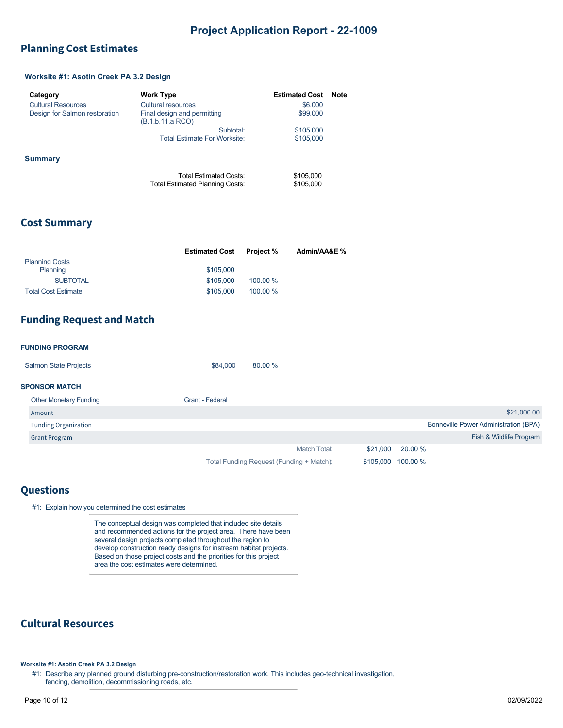# Project Application Report - 22-1009

## Planning Cost Estimates

### Worksite #1: Asotin Creek PA 3.2 Design

| Category | Work Type | Estimated Cost | Note |
|---|---|---|---|
| Cultural Resources | Cultural resources | $6,000 | |
| Design for Salmon restoration | Final design and permitting (B.1.b.11.a RCO) | $99,000 | |
| | Subtotal: | $105,000 | |
| | Total Estimate For Worksite: | $105,000 | |

### Summary

| | |
|---|---|
| Total Estimated Costs: | $105,000 |
| Total Estimated Planning Costs: | $105,000 |

## Cost Summary

| | Estimated Cost | Project % | Admin/AA&E % |
|---|---|---|---|
| Planning Costs | | | |
| Planning | $105,000 | | |
| SUBTOTAL | $105,000 | 100.00 % | |
| Total Cost Estimate | $105,000 | 100.00 % | |

## Funding Request and Match

**FUNDING PROGRAM**

| | | |
|---|---|---|
| Salmon State Projects | $84,000 | 80.00 % |

**SPONSOR MATCH**

| Other Monetary Funding | Grant - Federal |
|---|---|
| Amount | $21,000.00 |
| Funding Organization | Bonneville Power Administration (BPA) |
| Grant Program | Fish & Wildlife Program |

| | | |
|---|---|---|
| Match Total: | $21,000 | 20.00 % |
| Total Funding Request (Funding + Match): | $105,000 | 100.00 % |

## Questions

#1: Explain how you determined the cost estimates

> The conceptual design was completed that included site details and recommended actions for the project area. There have been several design projects completed throughout the region to develop construction ready designs for instream habitat projects. Based on those project costs and the priorities for this project area the cost estimates were determined.

## Cultural Resources

**Worksite #1: Asotin Creek PA 3.2 Design**

#1: Describe any planned ground disturbing pre-construction/restoration work. This includes geo-technical investigation, fencing, demolition, decommissioning roads, etc.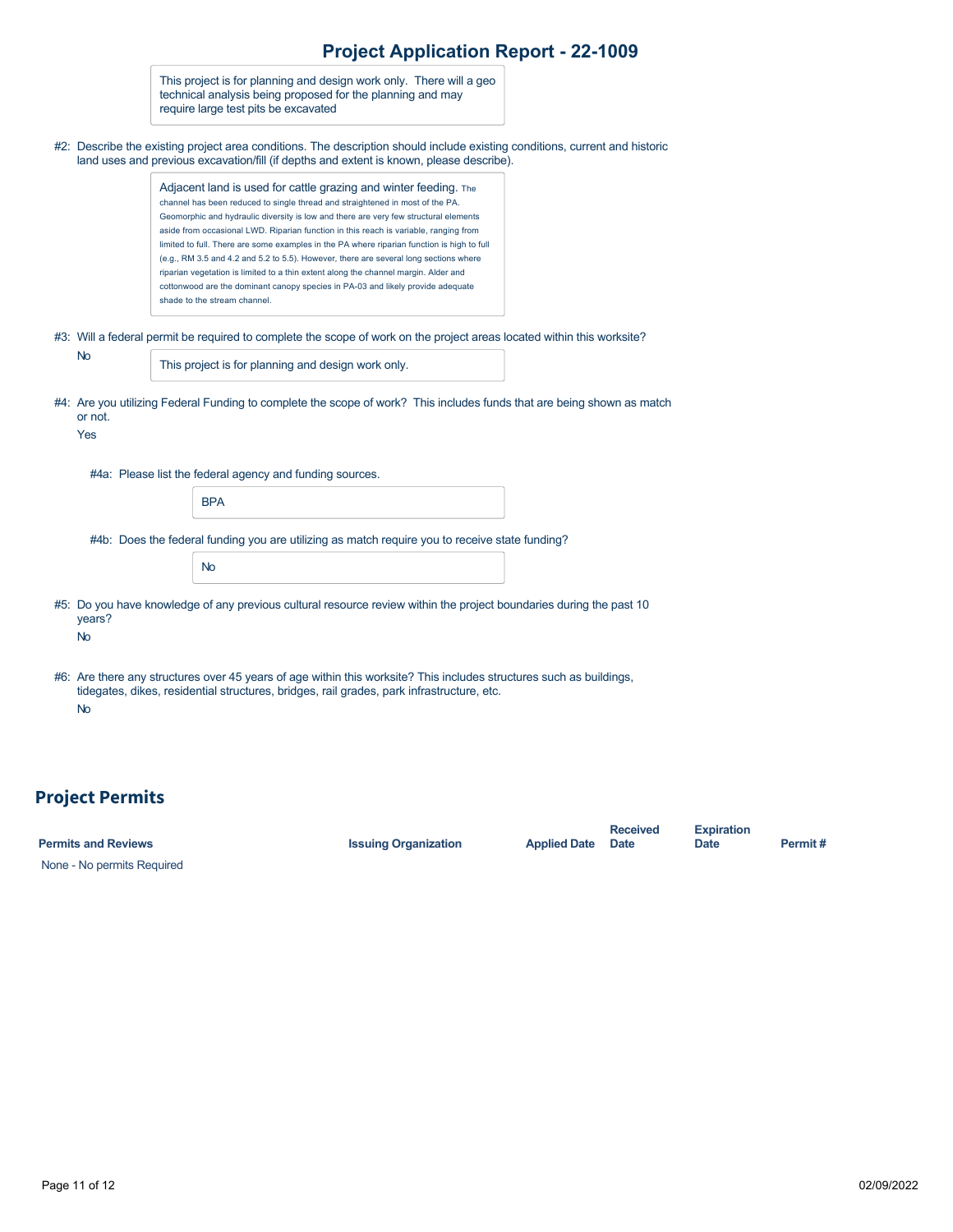This project is for planning and design work only. There will a geo technical analysis being proposed for the planning and may require large test pits be excavated

#2: Describe the existing project area conditions. The description should include existing conditions, current and historic land uses and previous excavation/fill (if depths and extent is known, please describe).

Adjacent land is used for cattle grazing and winter feeding. The channel has been reduced to single thread and straightened in most of the PA. Geomorphic and hydraulic diversity is low and there are very few structural elements aside from occasional LWD. Riparian function in this reach is variable, ranging from limited to full. There are some examples in the PA where riparian function is high to full (e.g., RM 3.5 and 4.2 and 5.2 to 5.5). However, there are several long sections where riparian vegetation is limited to a thin extent along the channel margin. Alder and cottonwood are the dominant canopy species in PA-03 and likely provide adequate shade to the stream channel.

#3: Will a federal permit be required to complete the scope of work on the project areas located within this worksite?

No

This project is for planning and design work only.

#4: Are you utilizing Federal Funding to complete the scope of work? This includes funds that are being shown as match or not.

Yes

#4a: Please list the federal agency and funding sources.

BPA

#4b: Does the federal funding you are utilizing as match require you to receive state funding?

No

#5: Do you have knowledge of any previous cultural resource review within the project boundaries during the past 10 years?

No

#6: Are there any structures over 45 years of age within this worksite? This includes structures such as buildings, tidegates, dikes, residential structures, bridges, rail grades, park infrastructure, etc.

No

## Project Permits

| Permits and Reviews | Issuing Organization | Applied Date | Received Date | Expiration Date | Permit # |
|---|---|---|---|---|---|
| None - No permits Required | | | | | |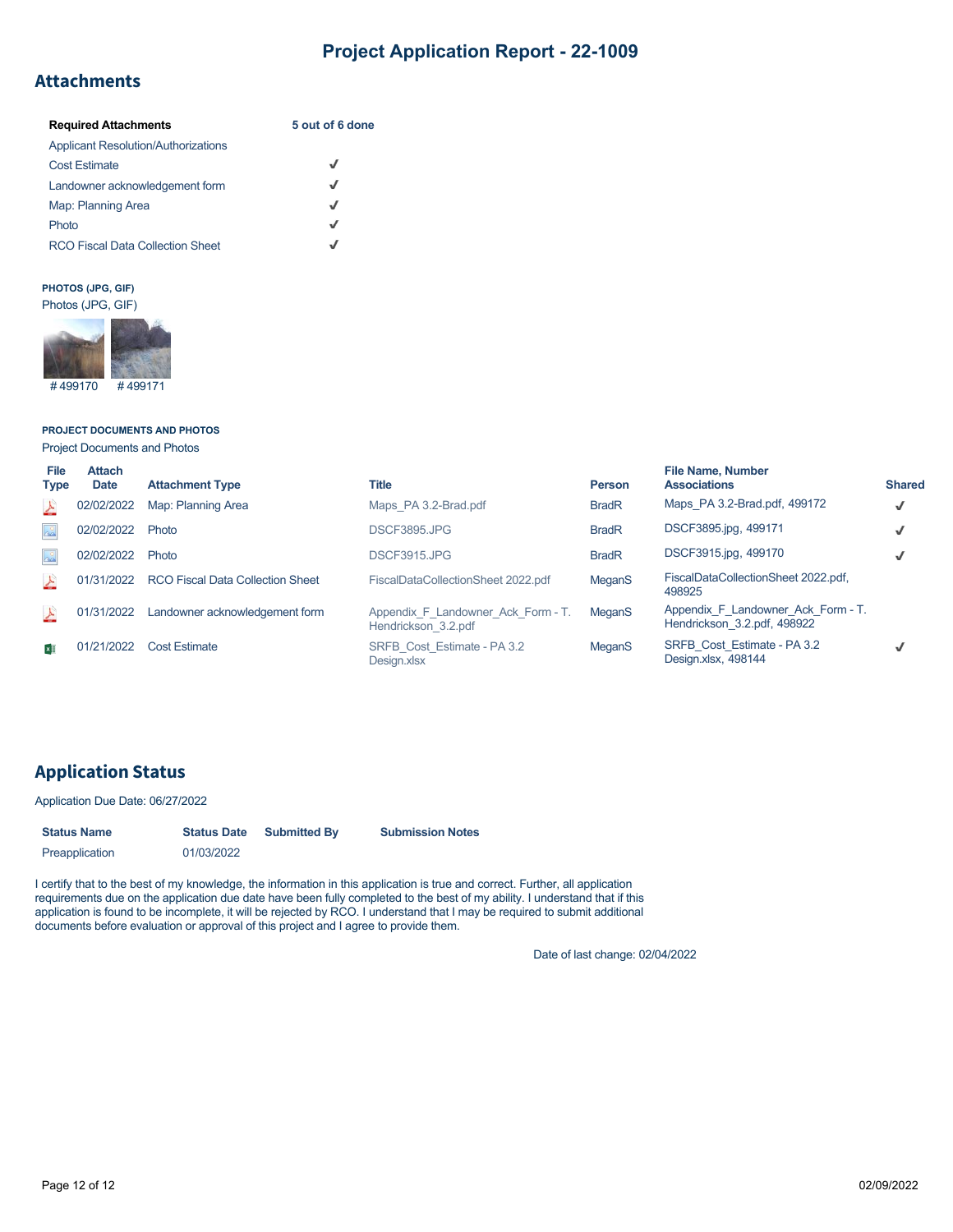# Project Application Report - 22-1009

## Attachments

| Required Attachments | 5 out of 6 done |
|---|---|
| Applicant Resolution/Authorizations | |
| Cost Estimate | ✓ |
| Landowner acknowledgement form | ✓ |
| Map: Planning Area | ✓ |
| Photo | ✓ |
| RCO Fiscal Data Collection Sheet | ✓ |

**PHOTOS (JPG, GIF)**

Photos (JPG, GIF)

#499170 #499171

**PROJECT DOCUMENTS AND PHOTOS**

Project Documents and Photos

| File Type | Attach Date | Attachment Type | Title | Person | File Name, Number Associations | Shared |
|---|---|---|---|---|---|---|
| | 02/02/2022 | Map: Planning Area | Maps_PA 3.2-Brad.pdf | BradR | Maps_PA 3.2-Brad.pdf, 499172 | ✓ |
| | 02/02/2022 | Photo | DSCF3895.JPG | BradR | DSCF3895.jpg, 499171 | ✓ |
| | 02/02/2022 | Photo | DSCF3915.JPG | BradR | DSCF3915.jpg, 499170 | ✓ |
| | 01/31/2022 | RCO Fiscal Data Collection Sheet | FiscalDataCollectionSheet 2022.pdf | MeganS | FiscalDataCollectionSheet 2022.pdf, 498925 | |
| | 01/31/2022 | Landowner acknowledgement form | Appendix_F_Landowner_Ack_Form - T. Hendrickson_3.2.pdf | MeganS | Appendix_F_Landowner_Ack_Form - T. Hendrickson_3.2.pdf, 498922 | |
| | 01/21/2022 | Cost Estimate | SRFB_Cost_Estimate - PA 3.2 Design.xlsx | MeganS | SRFB_Cost_Estimate - PA 3.2 Design.xlsx, 498144 | ✓ |

## Application Status

Application Due Date: 06/27/2022

| Status Name | Status Date | Submitted By | Submission Notes |
|---|---|---|---|
| Preapplication | 01/03/2022 | | |

I certify that to the best of my knowledge, the information in this application is true and correct. Further, all application requirements due on the application due date have been fully completed to the best of my ability. I understand that if this application is found to be incomplete, it will be rejected by RCO. I understand that I may be required to submit additional documents before evaluation or approval of this project and I agree to provide them.

Date of last change: 02/04/2022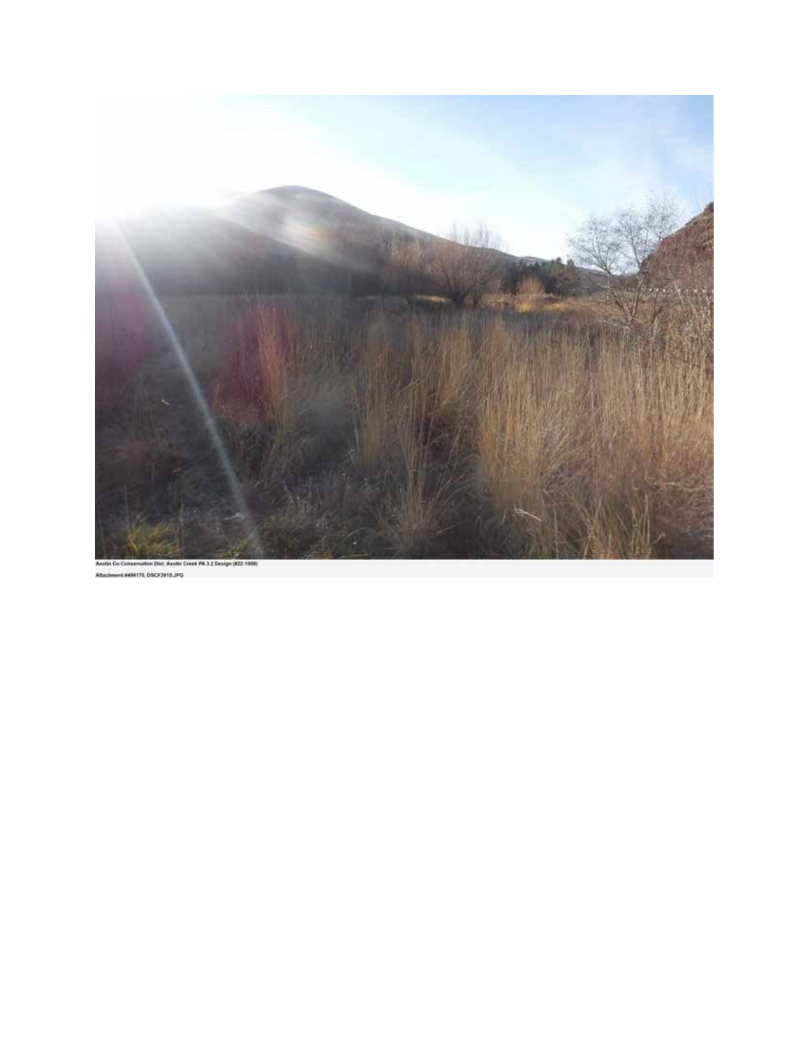Asotin Co Conservation Dist; Asotin Creek PA 3.2 Design (#22-1009)

Attachment #499170, DSCF3915.JPG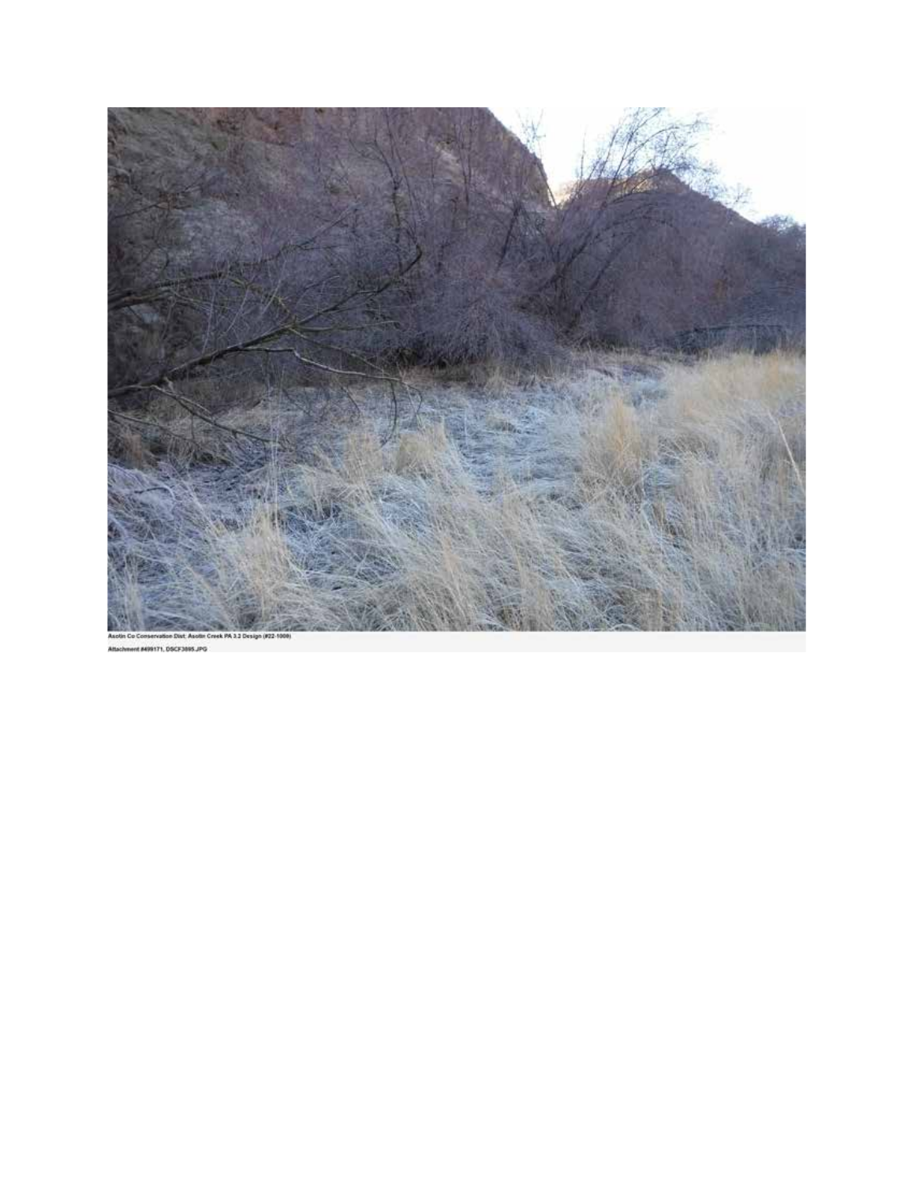Asotin Co Conservation Dist; Asotin Creek PA 3.2 Design (#22-1000)

Attachment #499171, DSCF3895.JPG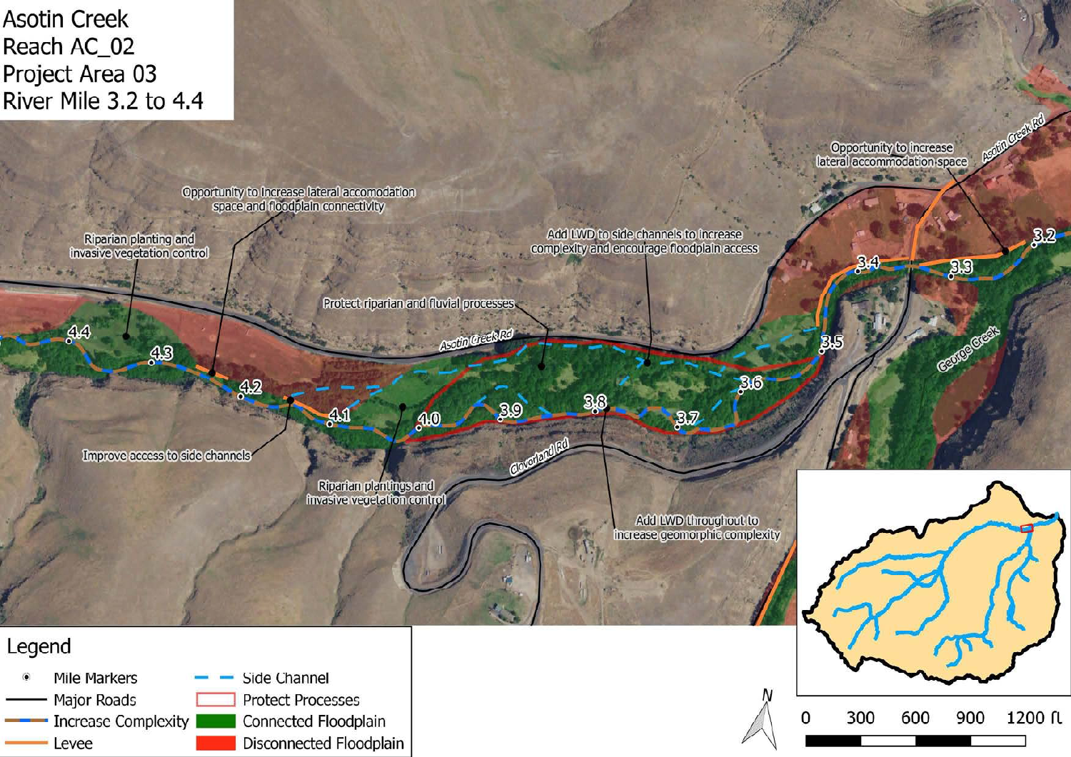# Asotin Creek
# Reach AC_02
# Project Area 03
# River Mile 3.2 to 4.4

Riparian planting and invasive vegetation control

Opportunity to increase lateral accomodation space and floodplain connectivity

Protect riparian and fluvial processes

Add LWD to side channels to increase complexity and encourage floodplain access

Opportunity to increase lateral accommodation space

Improve access to side channels

Riparian plantings and invasive vegetation control

Add LWD throughout to increase geomorphic complexity

Asotin Creek Rd

Cloverland Rd

George Creek

4.4, 4.3, 4.2, 4.1, 4.0, 3.9, 3.8, 3.7, 3.6, 3.5, 3.4, 3.3, 3.2

**Legend**

- Mile Markers
- Major Roads
- Increase Complexity
- Levee
- Side Channel
- Protect Processes
- Connected Floodplain
- Disconnected Floodplain

N

0 300 600 900 1200 ft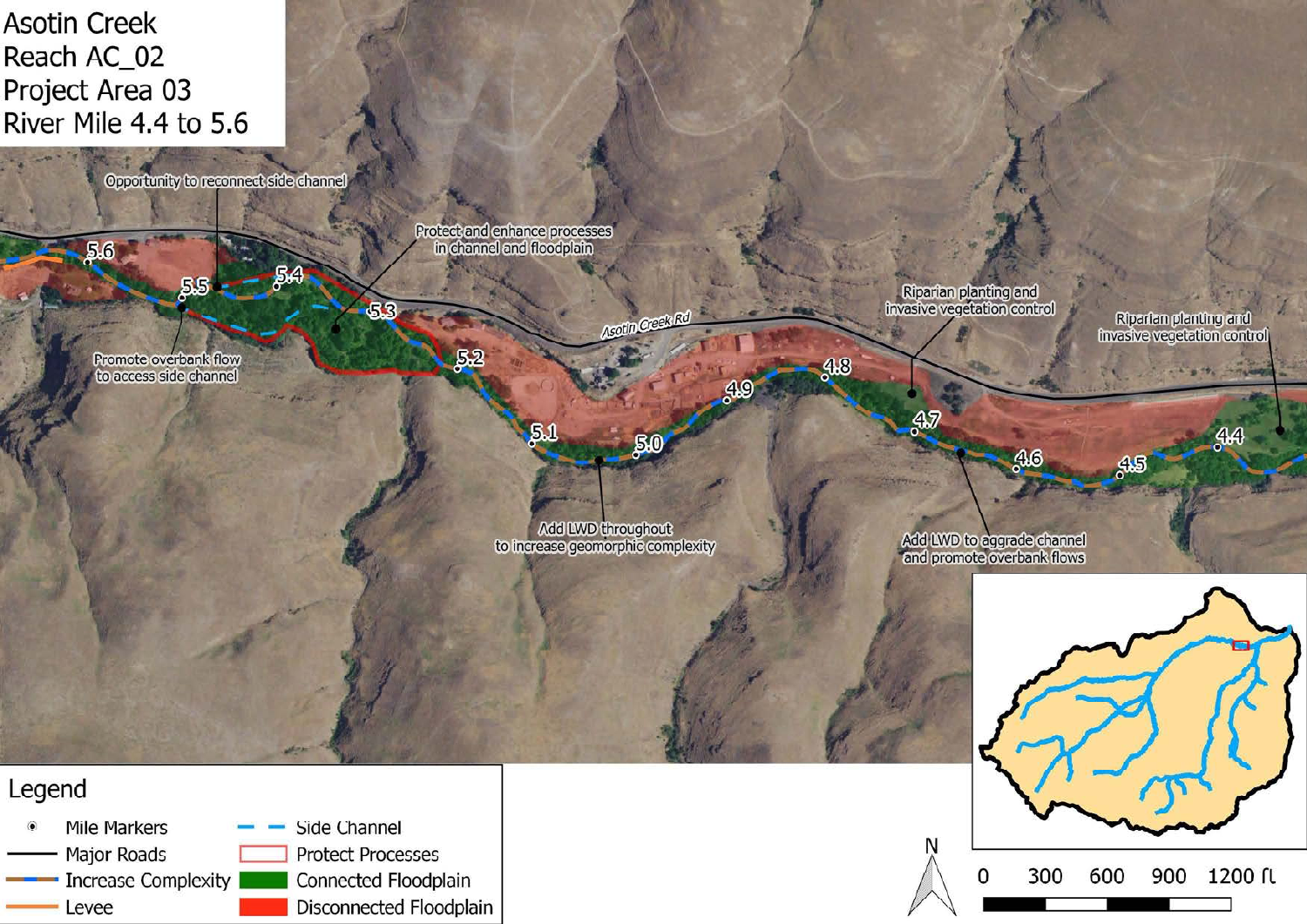# Asotin Creek
# Reach AC_02
# Project Area 03
# River Mile 4.4 to 5.6

Opportunity to reconnect side channel

Protect and enhance processes in channel and floodplain

Promote overbank flow to access side channel

Riparian planting and invasive vegetation control

Riparian planting and invasive vegetation control

Asotin Creek Rd

Add LWD throughout to increase geomorphic complexity

Add LWD to aggrade channel and promote overbank flows

5.6, 5.5, 5.4, 5.3, 5.2, 5.1, 5.0, 4.9, 4.8, 4.7, 4.6, 4.5, 4.4

**Legend**

- Mile Markers
- Major Roads
- Increase Complexity
- Levee
- Side Channel
- Protect Processes
- Connected Floodplain
- Disconnected Floodplain

N

0 300 600 900 1200 ft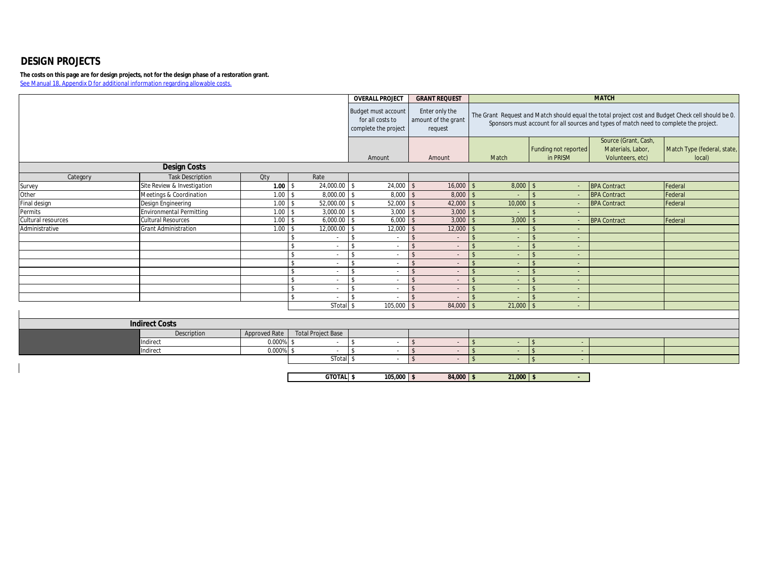## DESIGN PROJECTS

**The costs on this page are for design projects, not for the design phase of a restoration grant.**
See Manual 18, Appendix D for additional information regarding allowable costs.

| | | | | OVERALL PROJECT | GRANT REQUEST | MATCH | | | |
|---|---|---|---|---|---|---|---|---|---|
| | | | | Budget must account for all costs to complete the project | Enter only the amount of the grant request | The Grant Request and Match should equal the total project cost and Budget Check cell should be 0. Sponsors must account for all sources and types of match need to complete the project. | | | |
| | | | | Amount | Amount | Match | Funding not reported in PRISM | Source (Grant, Cash, Materials, Labor, Volunteers, etc) | Match Type (federal, state, local) |
| **Design Costs** | | | | | | | | | |
| Category | Task Description | Qty | Rate | | | | | | |
| Survey | Site Review & Investigation | **1.00** | $ 24,000.00 | $ 24,000 | $ 16,000 | $ 8,000 | $ - | BPA Contract | Federal |
| Other | Meetings & Coordination | 1.00 | $ 8,000.00 | $ 8,000 | $ 8,000 | $ - | $ - | BPA Contract | Federal |
| Final design | Design Engineering | 1.00 | $ 52,000.00 | $ 52,000 | $ 42,000 | $ 10,000 | $ - | BPA Contract | Federal |
| Permits | Environmental Permitting | 1.00 | $ 3,000.00 | $ 3,000 | $ 3,000 | $ - | $ - | | |
| Cultural resources | Cultural Resources | 1.00 | $ 6,000.00 | $ 6,000 | $ 3,000 | $ 3,000 | $ - | BPA Contract | Federal |
| Administrative | Grant Administration | 1.00 | $ 12,000.00 | $ 12,000 | $ 12,000 | $ - | $ - | | |
| | | | $ - | $ - | $ - | $ - | $ - | | |
| | | | $ - | $ - | $ - | $ - | $ - | | |
| | | | $ - | $ - | $ - | $ - | $ - | | |
| | | | $ - | $ - | $ - | $ - | $ - | | |
| | | | $ - | $ - | $ - | $ - | $ - | | |
| | | | $ - | $ - | $ - | $ - | $ - | | |
| | | | $ - | $ - | $ - | $ - | $ - | | |
| | | | $ - | $ - | $ - | $ - | $ - | | |
| | | | STotal | $ 105,000 | $ 84,000 | $ 21,000 | $ - | | |
| **Indirect Costs** | | | | | | | | | |
| | Description | Approved Rate | Total Project Base | | | | | | |
| | Indirect | 0.000% | $ - | $ - | $ - | $ - | $ - | | |
| | Indirect | 0.000% | $ - | $ - | $ - | $ - | $ - | | |
| | | | STotal | $ - | $ - | $ - | $ - | | |
| | | | **GTOTAL** | **$ 105,000** | **$ 84,000** | **$ 21,000** | **$ -** | | |